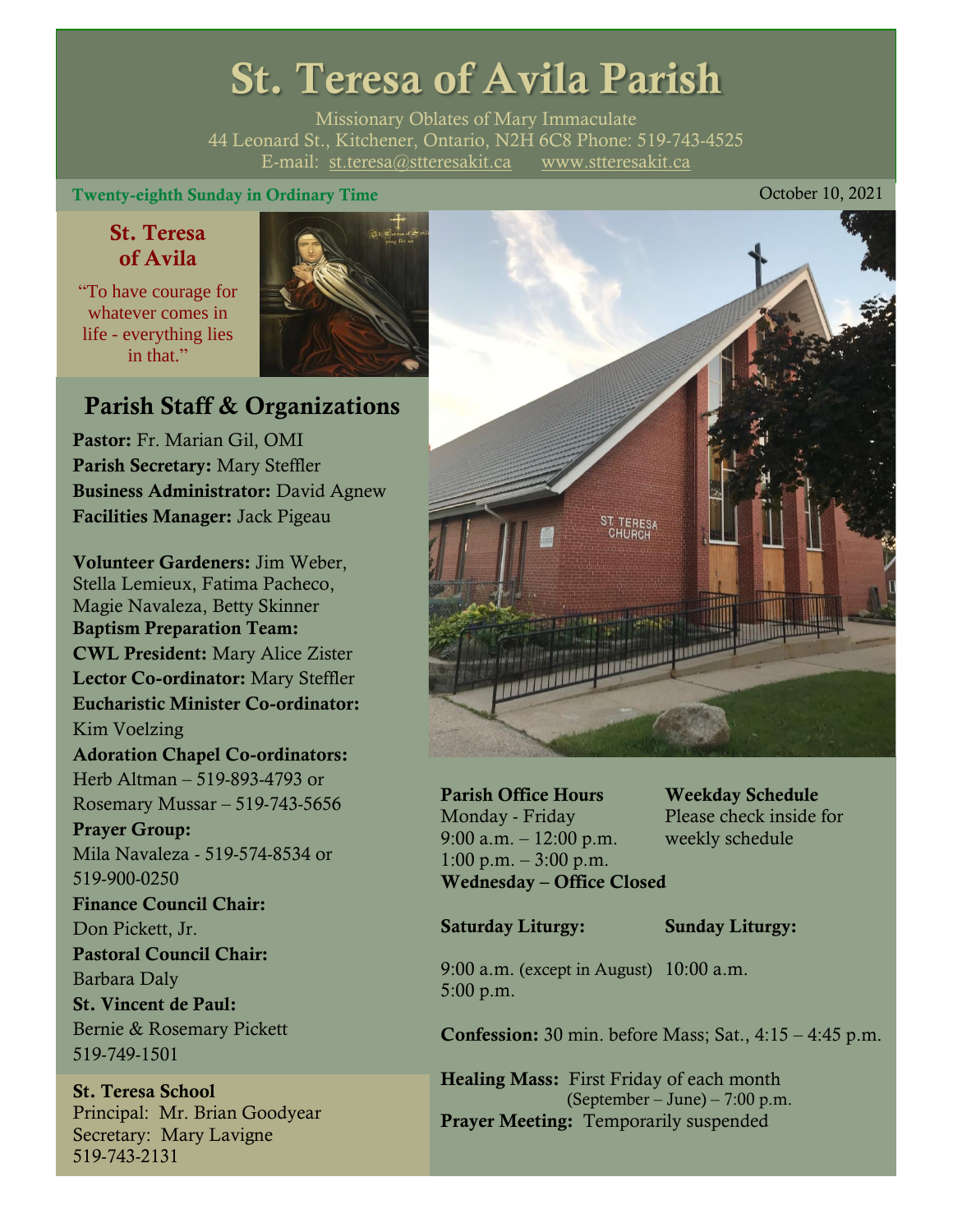// Mandated: assistant must emit a transcription block.
# St. Teresa of Avila Parish

Missionary Oblates of Mary Immaculate
44 Leonard St., Kitchener, Ontario, N2H 6C8 Phone: 519-743-4525
E-mail: st.teresa@stteresakit.ca www.stteresakit.ca

**Twenty-eighth Sunday in Ordinary Time** October 10, 2021

### St. Teresa of Avila

"To have courage for whatever comes in life - everything lies in that."

## Parish Staff & Organizations

**Pastor:** Fr. Marian Gil, OMI
**Parish Secretary:** Mary Steffler
**Business Administrator:** David Agnew
**Facilities Manager:** Jack Pigeau

**Volunteer Gardeners:** Jim Weber, Stella Lemieux, Fatima Pacheco, Magie Navaleza, Betty Skinner
**Baptism Preparation Team:**
**CWL President:** Mary Alice Zister
**Lector Co-ordinator:** Mary Steffler
**Eucharistic Minister Co-ordinator:** Kim Voelzing
**Adoration Chapel Co-ordinators:** Herb Altman – 519-893-4793 or Rosemary Mussar – 519-743-5656
**Prayer Group:** Mila Navaleza - 519-574-8534 or 519-900-0250
**Finance Council Chair:** Don Pickett, Jr.
**Pastoral Council Chair:** Barbara Daly
**St. Vincent de Paul:** Bernie & Rosemary Pickett 519-749-1501

**St. Teresa School**
Principal: Mr. Brian Goodyear
Secretary: Mary Lavigne
519-743-2131

**Parish Office Hours**
Monday - Friday
9:00 a.m. – 12:00 p.m.
1:00 p.m. – 3:00 p.m.
**Wednesday – Office Closed**

**Weekday Schedule**
Please check inside for weekly schedule

**Saturday Liturgy:**
9:00 a.m. (except in August)
5:00 p.m.

**Sunday Liturgy:**
10:00 a.m.

**Confession:** 30 min. before Mass; Sat., 4:15 – 4:45 p.m.

**Healing Mass:** First Friday of each month (September – June) – 7:00 p.m.
**Prayer Meeting:** Temporarily suspended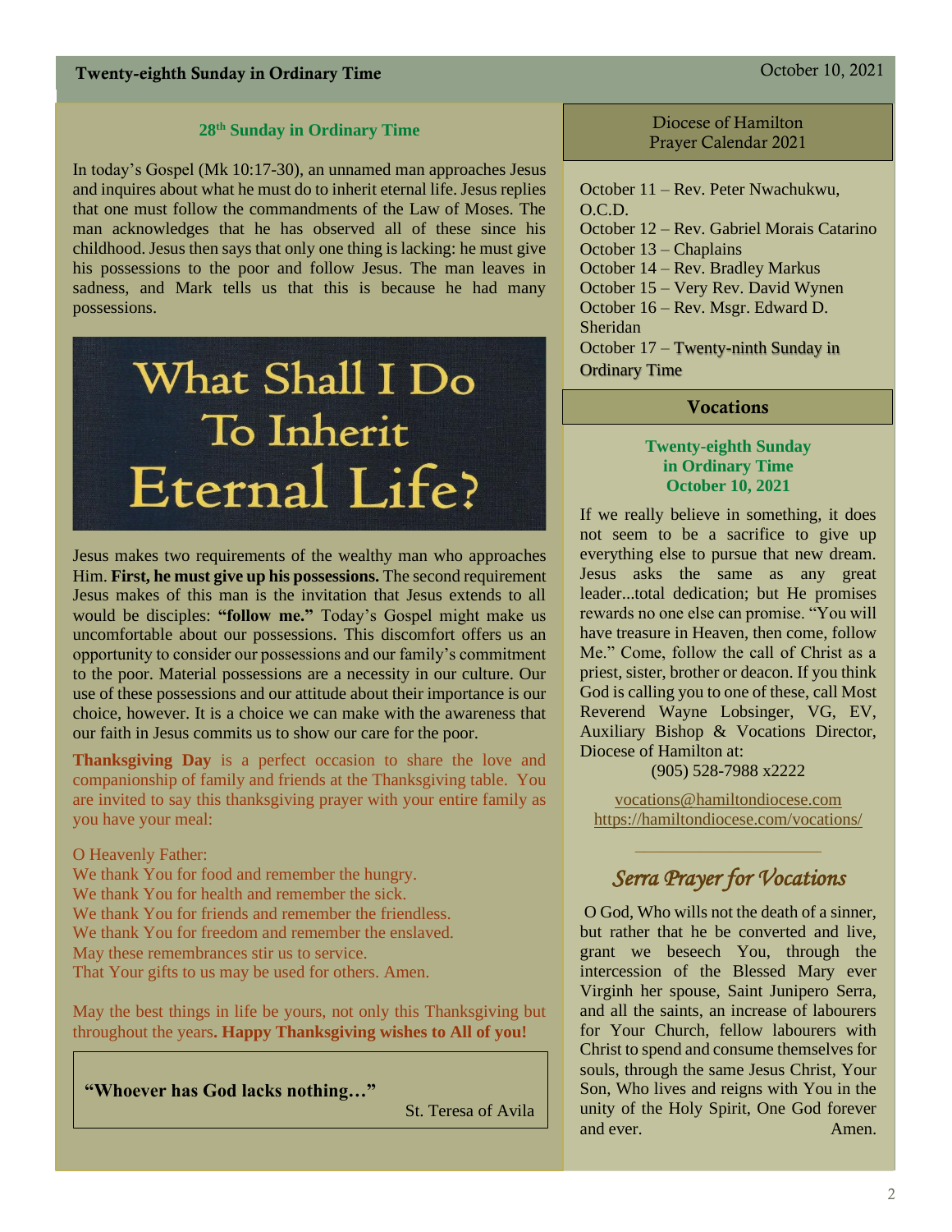## 28th Sunday in Ordinary Time

In today's Gospel (Mk 10:17-30), an unnamed man approaches Jesus and inquires about what he must do to inherit eternal life. Jesus replies that one must follow the commandments of the Law of Moses. The man acknowledges that he has observed all of these since his childhood. Jesus then says that only one thing is lacking: he must give his possessions to the poor and follow Jesus. The man leaves in sadness, and Mark tells us that this is because he had many possessions.

# What Shall I Do To Inherit Eternal Life?

Jesus makes two requirements of the wealthy man who approaches Him. **First, he must give up his possessions.** The second requirement Jesus makes of this man is the invitation that Jesus extends to all would be disciples: **"follow me."** Today's Gospel might make us uncomfortable about our possessions. This discomfort offers us an opportunity to consider our possessions and our family's commitment to the poor. Material possessions are a necessity in our culture. Our use of these possessions and our attitude about their importance is our choice, however. It is a choice we can make with the awareness that our faith in Jesus commits us to show our care for the poor.

**Thanksgiving Day** is a perfect occasion to share the love and companionship of family and friends at the Thanksgiving table. You are invited to say this thanksgiving prayer with your entire family as you have your meal:

O Heavenly Father:
We thank You for food and remember the hungry.
We thank You for health and remember the sick.
We thank You for friends and remember the friendless.
We thank You for freedom and remember the enslaved.
May these remembrances stir us to service.
That Your gifts to us may be used for others. Amen.

May the best things in life be yours, not only this Thanksgiving but throughout the years**. Happy Thanksgiving wishes to All of you!**

> **"Whoever has God lacks nothing…"**
>
> St. Teresa of Avila

## Diocese of Hamilton Prayer Calendar 2021

October 11 – Rev. Peter Nwachukwu, O.C.D.
October 12 – Rev. Gabriel Morais Catarino
October 13 – Chaplains
October 14 – Rev. Bradley Markus
October 15 – Very Rev. David Wynen
October 16 – Rev. Msgr. Edward D. Sheridan
October 17 – Twenty-ninth Sunday in Ordinary Time

## Vocations

**Twenty-eighth Sunday in Ordinary Time October 10, 2021**

If we really believe in something, it does not seem to be a sacrifice to give up everything else to pursue that new dream. Jesus asks the same as any great leader...total dedication; but He promises rewards no one else can promise. "You will have treasure in Heaven, then come, follow Me." Come, follow the call of Christ as a priest, sister, brother or deacon. If you think God is calling you to one of these, call Most Reverend Wayne Lobsinger, VG, EV, Auxiliary Bishop & Vocations Director, Diocese of Hamilton at:
(905) 528-7988 x2222

vocations@hamiltondiocese.com
https://hamiltondiocese.com/vocations/

## *Serra Prayer for Vocations*

O God, Who wills not the death of a sinner, but rather that he be converted and live, grant we beseech You, through the intercession of the Blessed Mary ever Virginh her spouse, Saint Junipero Serra, and all the saints, an increase of labourers for Your Church, fellow labourers with Christ to spend and consume themselves for souls, through the same Jesus Christ, Your Son, Who lives and reigns with You in the unity of the Holy Spirit, One God forever and ever. Amen.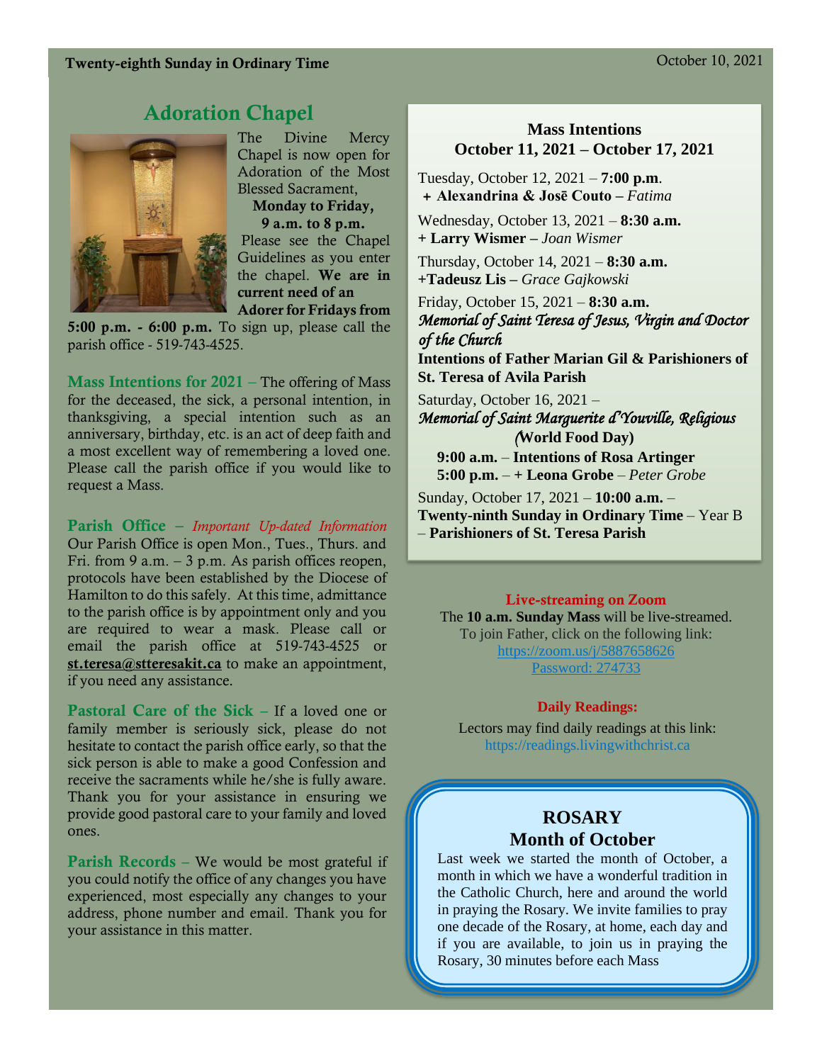## Adoration Chapel

The Divine Mercy Chapel is now open for Adoration of the Most Blessed Sacrament, **Monday to Friday, 9 a.m. to 8 p.m.** Please see the Chapel Guidelines as you enter the chapel. **We are in current need of an Adorer for Fridays from 5:00 p.m. - 6:00 p.m.** To sign up, please call the parish office - 519-743-4525.

**Mass Intentions for 2021** – The offering of Mass for the deceased, the sick, a personal intention, in thanksgiving, a special intention such as an anniversary, birthday, etc. is an act of deep faith and a most excellent way of remembering a loved one. Please call the parish office if you would like to request a Mass.

**Parish Office** – *Important Up-dated Information*
Our Parish Office is open Mon., Tues., Thurs. and Fri. from 9 a.m. – 3 p.m. As parish offices reopen, protocols have been established by the Diocese of Hamilton to do this safely. At this time, admittance to the parish office is by appointment only and you are required to wear a mask. Please call or email the parish office at 519-743-4525 or **st.teresa@stteresakit.ca** to make an appointment, if you need any assistance.

**Pastoral Care of the Sick** – If a loved one or family member is seriously sick, please do not hesitate to contact the parish office early, so that the sick person is able to make a good Confession and receive the sacraments while he/she is fully aware. Thank you for your assistance in ensuring we provide good pastoral care to your family and loved ones.

**Parish Records** – We would be most grateful if you could notify the office of any changes you have experienced, most especially any changes to your address, phone number and email. Thank you for your assistance in this matter.

## Mass Intentions
## October 11, 2021 – October 17, 2021

Tuesday, October 12, 2021 – **7:00 p.m**.
**+ Alexandrina & Josē Couto –** *Fatima*

Wednesday, October 13, 2021 – **8:30 a.m.**
**+ Larry Wismer –** *Joan Wismer*

Thursday, October 14, 2021 – **8:30 a.m.**
**+Tadeusz Lis –** *Grace Gajkowski*

Friday, October 15, 2021 – **8:30 a.m.**
*Memorial of Saint Teresa of Jesus, Virgin and Doctor of the Church*
**Intentions of Father Marian Gil & Parishioners of St. Teresa of Avila Parish**

Saturday, October 16, 2021 –
*Memorial of Saint Marguerite d'Youville, Religious*
**(World Food Day)**
**9:00 a.m.** – **Intentions of Rosa Artinger**
**5:00 p.m.** – **+ Leona Grobe** – *Peter Grobe*

Sunday, October 17, 2021 – **10:00 a.m.** –
**Twenty-ninth Sunday in Ordinary Time** – Year B – **Parishioners of St. Teresa Parish**

**Live-streaming on Zoom**
The **10 a.m. Sunday Mass** will be live-streamed.
To join Father, click on the following link:
https://zoom.us/j/5887658626
Password: 274733

**Daily Readings:**
Lectors may find daily readings at this link:
https://readings.livingwithchrist.ca

## ROSARY
## Month of October

Last week we started the month of October, a month in which we have a wonderful tradition in the Catholic Church, here and around the world in praying the Rosary. We invite families to pray one decade of the Rosary, at home, each day and if you are available, to join us in praying the Rosary, 30 minutes before each Mass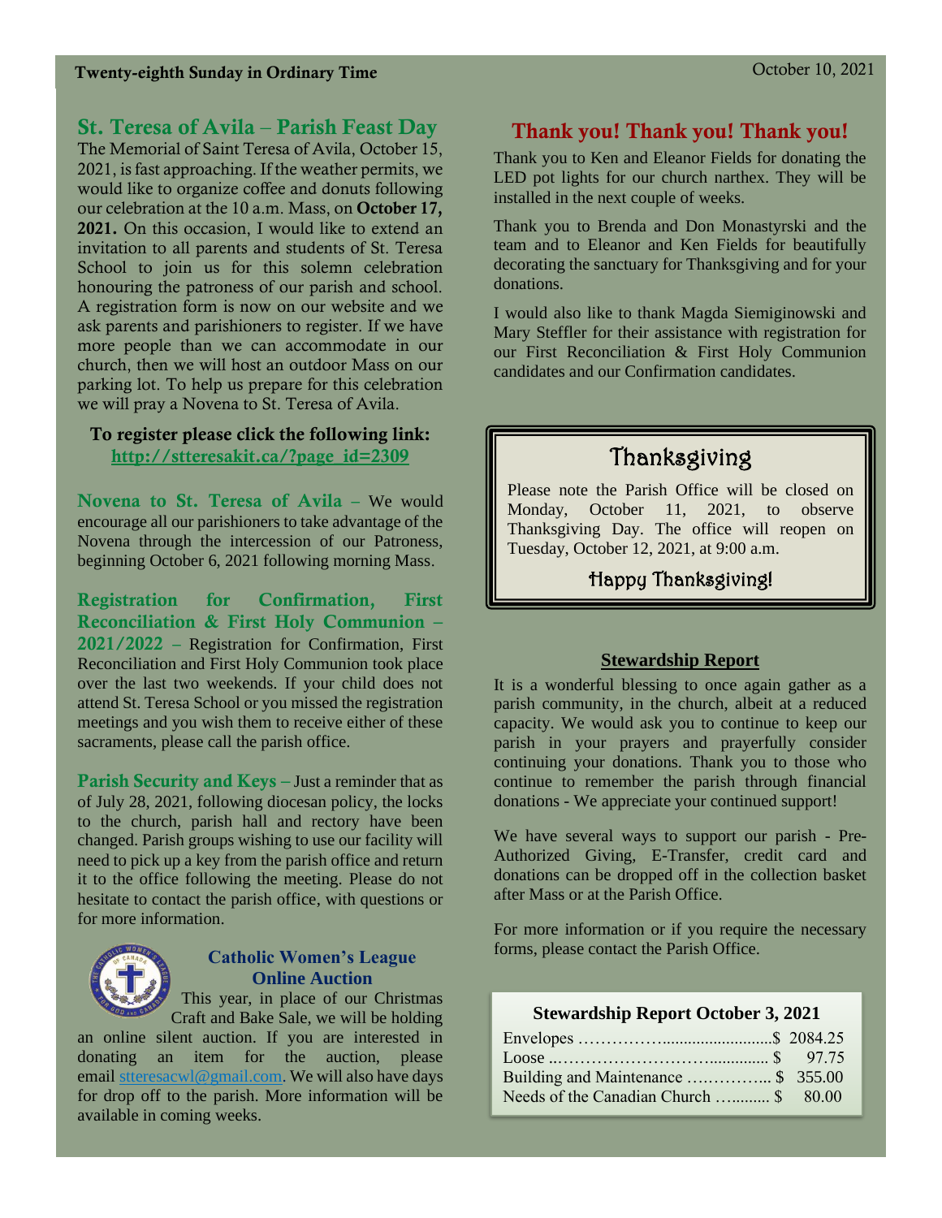**Twenty-eighth Sunday in Ordinary Time**

October 10, 2021

## St. Teresa of Avila – Parish Feast Day

The Memorial of Saint Teresa of Avila, October 15, 2021, is fast approaching. If the weather permits, we would like to organize coffee and donuts following our celebration at the 10 a.m. Mass, on **October 17, 2021.** On this occasion, I would like to extend an invitation to all parents and students of St. Teresa School to join us for this solemn celebration honouring the patroness of our parish and school. A registration form is now on our website and we ask parents and parishioners to register. If we have more people than we can accommodate in our church, then we will host an outdoor Mass on our parking lot. To help us prepare for this celebration we will pray a Novena to St. Teresa of Avila.

**To register please click the following link:**
**http://stteresakit.ca/?page_id=2309**

**Novena to St. Teresa of Avila** – We would encourage all our parishioners to take advantage of the Novena through the intercession of our Patroness, beginning October 6, 2021 following morning Mass.

**Registration for Confirmation, First Reconciliation & First Holy Communion – 2021/2022** – Registration for Confirmation, First Reconciliation and First Holy Communion took place over the last two weekends. If your child does not attend St. Teresa School or you missed the registration meetings and you wish them to receive either of these sacraments, please call the parish office.

**Parish Security and Keys** – Just a reminder that as of July 28, 2021, following diocesan policy, the locks to the church, parish hall and rectory have been changed. Parish groups wishing to use our facility will need to pick up a key from the parish office and return it to the office following the meeting. Please do not hesitate to contact the parish office, with questions or for more information.

### Catholic Women's League Online Auction

This year, in place of our Christmas Craft and Bake Sale, we will be holding an online silent auction. If you are interested in donating an item for the auction, please email stteresacwl@gmail.com. We will also have days for drop off to the parish. More information will be available in coming weeks.

## Thank you! Thank you! Thank you!

Thank you to Ken and Eleanor Fields for donating the LED pot lights for our church narthex. They will be installed in the next couple of weeks.

Thank you to Brenda and Don Monastyrski and the team and to Eleanor and Ken Fields for beautifully decorating the sanctuary for Thanksgiving and for your donations.

I would also like to thank Magda Siemiginowski and Mary Steffler for their assistance with registration for our First Reconciliation & First Holy Communion candidates and our Confirmation candidates.

## Thanksgiving

Please note the Parish Office will be closed on Monday, October 11, 2021, to observe Thanksgiving Day. The office will reopen on Tuesday, October 12, 2021, at 9:00 a.m.

Happy Thanksgiving!

### Stewardship Report

It is a wonderful blessing to once again gather as a parish community, in the church, albeit at a reduced capacity. We would ask you to continue to keep our parish in your prayers and prayerfully consider continuing your donations. Thank you to those who continue to remember the parish through financial donations - We appreciate your continued support!

We have several ways to support our parish - Pre-Authorized Giving, E-Transfer, credit card and donations can be dropped off in the collection basket after Mass or at the Parish Office.

For more information or if you require the necessary forms, please contact the Parish Office.

**Stewardship Report October 3, 2021**

| | |
|---|---|
| Envelopes | $ 2084.25 |
| Loose | $ 97.75 |
| Building and Maintenance | $ 355.00 |
| Needs of the Canadian Church | $ 80.00 |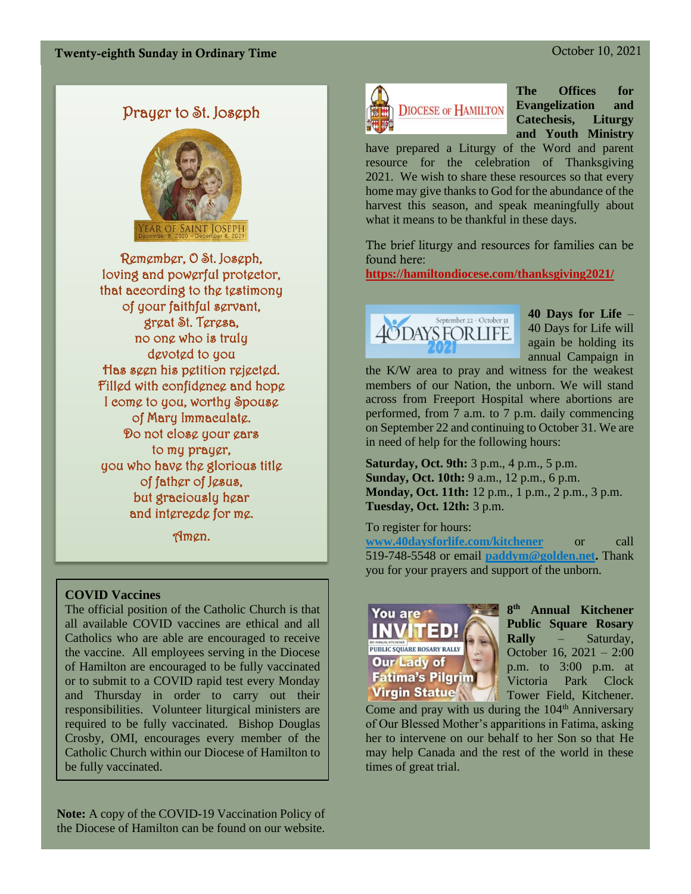## Prayer to St. Joseph

YEAR OF SAINT JOSEPH
December 8, 2020 – December 8, 2021

Remember, O St. Joseph,
loving and powerful protector,
that according to the testimony
of your faithful servant,
great St. Teresa,
no one who is truly
devoted to you
Has seen his petition rejected.
Filled with confidence and hope
I come to you, worthy Spouse
of Mary Immaculate.
Do not close your ears
to my prayer,
you who have the glorious title
of father of Jesus,
but graciously hear
and intercede for me.

Amen.

### COVID Vaccines

The official position of the Catholic Church is that all available COVID vaccines are ethical and all Catholics who are able are encouraged to receive the vaccine. All employees serving in the Diocese of Hamilton are encouraged to be fully vaccinated or to submit to a COVID rapid test every Monday and Thursday in order to carry out their responsibilities. Volunteer liturgical ministers are required to be fully vaccinated. Bishop Douglas Crosby, OMI, encourages every member of the Catholic Church within our Diocese of Hamilton to be fully vaccinated.

**Note:** A copy of the COVID-19 Vaccination Policy of the Diocese of Hamilton can be found on our website.

DIOCESE OF HAMILTON

**The Offices for Evangelization and Catechesis, Liturgy and Youth Ministry** have prepared a Liturgy of the Word and parent resource for the celebration of Thanksgiving 2021. We wish to share these resources so that every home may give thanks to God for the abundance of the harvest this season, and speak meaningfully about what it means to be thankful in these days.

The brief liturgy and resources for families can be found here:
**https://hamiltondiocese.com/thanksgiving2021/**

**40 Days for Life** – 40 Days for Life will again be holding its annual Campaign in the K/W area to pray and witness for the weakest members of our Nation, the unborn. We will stand across from Freeport Hospital where abortions are performed, from 7 a.m. to 7 p.m. daily commencing on September 22 and continuing to October 31. We are in need of help for the following hours:

**Saturday, Oct. 9th:** 3 p.m., 4 p.m., 5 p.m.
**Sunday, Oct. 10th:** 9 a.m., 12 p.m., 6 p.m.
**Monday, Oct. 11th:** 12 p.m., 1 p.m., 2 p.m., 3 p.m.
**Tuesday, Oct. 12th:** 3 p.m.

To register for hours:
**www.40daysforlife.com/kitchener** or call 519-748-5548 or email **paddym@golden.net**. Thank you for your prayers and support of the unborn.

**8th Annual Kitchener Public Square Rosary Rally** – Saturday, October 16, 2021 – 2:00 p.m. to 3:00 p.m. at Victoria Park Clock Tower Field, Kitchener. Come and pray with us during the 104th Anniversary of Our Blessed Mother's apparitions in Fatima, asking her to intervene on our behalf to her Son so that He may help Canada and the rest of the world in these times of great trial.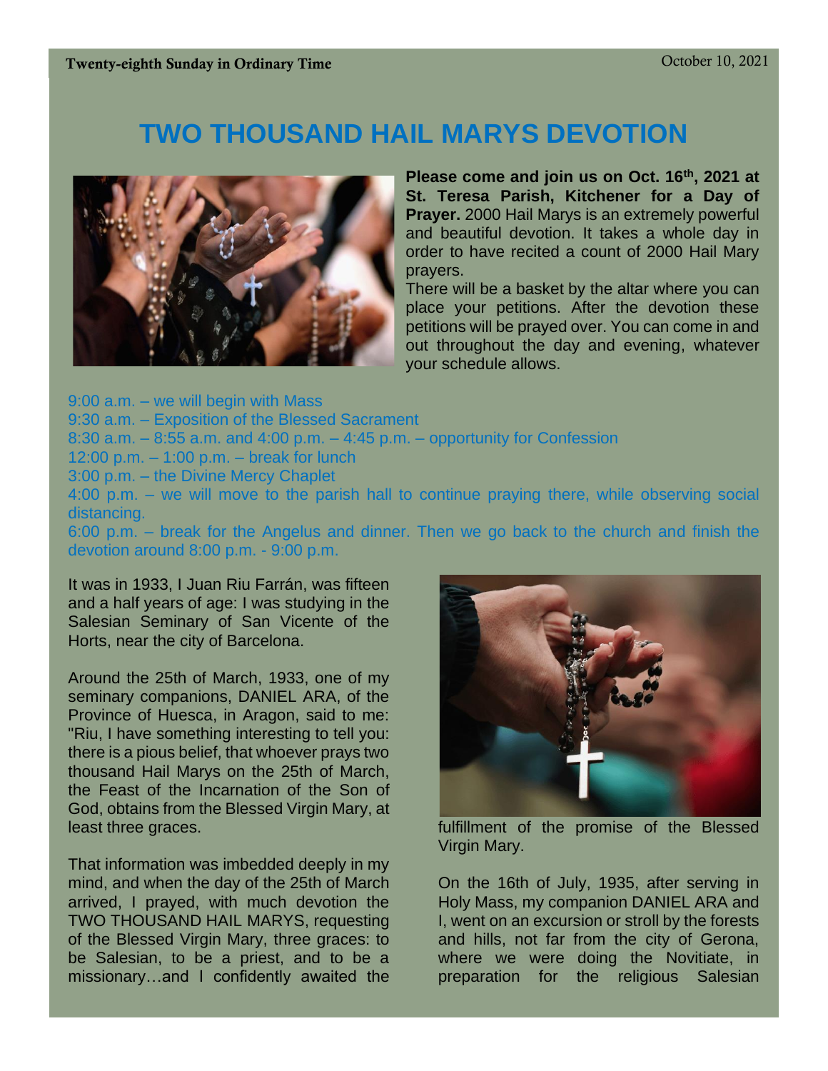# TWO THOUSAND HAIL MARYS DEVOTION

**Please come and join us on Oct. 16th, 2021 at St. Teresa Parish, Kitchener for a Day of Prayer.** 2000 Hail Marys is an extremely powerful and beautiful devotion. It takes a whole day in order to have recited a count of 2000 Hail Mary prayers.

There will be a basket by the altar where you can place your petitions. After the devotion these petitions will be prayed over. You can come in and out throughout the day and evening, whatever your schedule allows.

9:00 a.m. – we will begin with Mass
9:30 a.m. – Exposition of the Blessed Sacrament
8:30 a.m. – 8:55 a.m. and 4:00 p.m. – 4:45 p.m. – opportunity for Confession
12:00 p.m. – 1:00 p.m. – break for lunch
3:00 p.m. – the Divine Mercy Chaplet
4:00 p.m. – we will move to the parish hall to continue praying there, while observing social distancing.
6:00 p.m. – break for the Angelus and dinner. Then we go back to the church and finish the devotion around 8:00 p.m. - 9:00 p.m.

It was in 1933, I Juan Riu Farrán, was fifteen and a half years of age: I was studying in the Salesian Seminary of San Vicente of the Horts, near the city of Barcelona.

Around the 25th of March, 1933, one of my seminary companions, DANIEL ARA, of the Province of Huesca, in Aragon, said to me: "Riu, I have something interesting to tell you: there is a pious belief, that whoever prays two thousand Hail Marys on the 25th of March, the Feast of the Incarnation of the Son of God, obtains from the Blessed Virgin Mary, at least three graces.

That information was imbedded deeply in my mind, and when the day of the 25th of March arrived, I prayed, with much devotion the TWO THOUSAND HAIL MARYS, requesting of the Blessed Virgin Mary, three graces: to be Salesian, to be a priest, and to be a missionary…and I confidently awaited the fulfillment of the promise of the Blessed Virgin Mary.

On the 16th of July, 1935, after serving in Holy Mass, my companion DANIEL ARA and I, went on an excursion or stroll by the forests and hills, not far from the city of Gerona, where we were doing the Novitiate, in preparation for the religious Salesian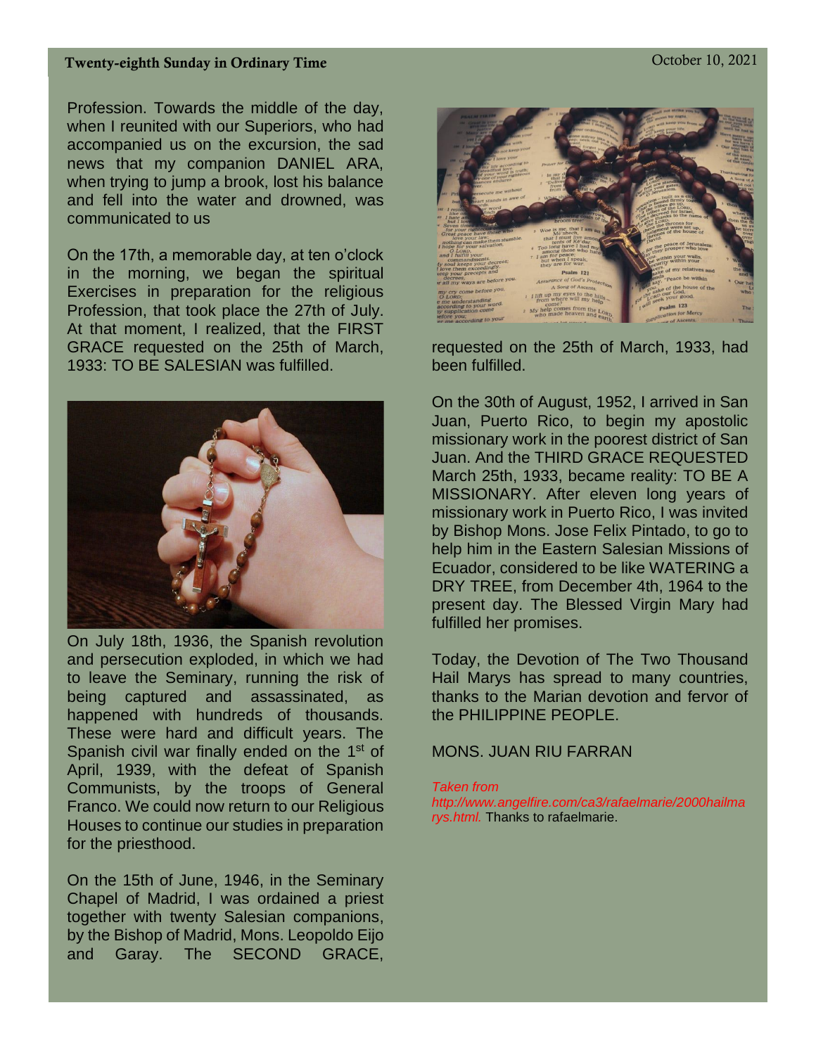Profession. Towards the middle of the day, when I reunited with our Superiors, who had accompanied us on the excursion, the sad news that my companion DANIEL ARA, when trying to jump a brook, lost his balance and fell into the water and drowned, was communicated to us

On the 17th, a memorable day, at ten o'clock in the morning, we began the spiritual Exercises in preparation for the religious Profession, that took place the 27th of July. At that moment, I realized, that the FIRST GRACE requested on the 25th of March, 1933: TO BE SALESIAN was fulfilled.

On July 18th, 1936, the Spanish revolution and persecution exploded, in which we had to leave the Seminary, running the risk of being captured and assassinated, as happened with hundreds of thousands. These were hard and difficult years. The Spanish civil war finally ended on the 1st of April, 1939, with the defeat of Spanish Communists, by the troops of General Franco. We could now return to our Religious Houses to continue our studies in preparation for the priesthood.

On the 15th of June, 1946, in the Seminary Chapel of Madrid, I was ordained a priest together with twenty Salesian companions, by the Bishop of Madrid, Mons. Leopoldo Eijo and Garay. The SECOND GRACE, requested on the 25th of March, 1933, had been fulfilled.

On the 30th of August, 1952, I arrived in San Juan, Puerto Rico, to begin my apostolic missionary work in the poorest district of San Juan. And the THIRD GRACE REQUESTED March 25th, 1933, became reality: TO BE A MISSIONARY. After eleven long years of missionary work in Puerto Rico, I was invited by Bishop Mons. Jose Felix Pintado, to go to help him in the Eastern Salesian Missions of Ecuador, considered to be like WATERING a DRY TREE, from December 4th, 1964 to the present day. The Blessed Virgin Mary had fulfilled her promises.

Today, the Devotion of The Two Thousand Hail Marys has spread to many countries, thanks to the Marian devotion and fervor of the PHILIPPINE PEOPLE.

MONS. JUAN RIU FARRAN

*Taken from http://www.angelfire.com/ca3/rafaelmarie/2000hailmarys.html.* Thanks to rafaelmarie.